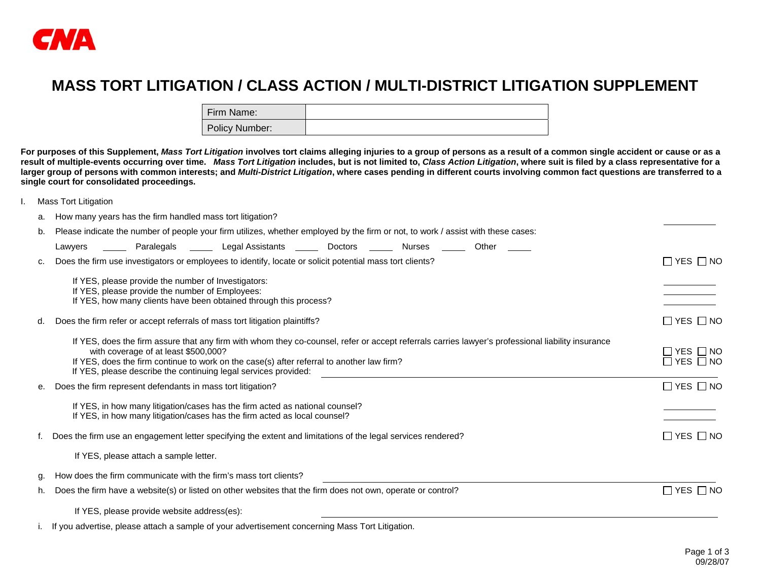CNA

# MASS TORT LITIGATION / CLASS ACTION / MULTI-DISTRICT LITIGATION SUPPLEMENT

| Firm Name: | |
| --- | --- |
| Policy Number: | |

**For purposes of this Supplement, *Mass Tort Litigation* involves tort claims alleging injuries to a group of persons as a result of a common single accident or cause or as a result of multiple-events occurring over time. *Mass Tort Litigation* includes, but is not limited to, *Class Action Litigation*, where suit is filed by a class representative for a larger group of persons with common interests; and *Multi-District Litigation*, where cases pending in different courts involving common fact questions are transferred to a single court for consolidated proceedings.**

I. Mass Tort Litigation

a. How many years has the firm handled mass tort litigation? ________

b. Please indicate the number of people your firm utilizes, whether employed by the firm or not, to work / assist with these cases:

Lawyers _____ Paralegals _____ Legal Assistants _____ Doctors _____ Nurses _____ Other _____

c. Does the firm use investigators or employees to identify, locate or solicit potential mass tort clients? ☐ YES ☐ NO

If YES, please provide the number of Investigators: ________
If YES, please provide the number of Employees: ________
If YES, how many clients have been obtained through this process? ________

d. Does the firm refer or accept referrals of mass tort litigation plaintiffs? ☐ YES ☐ NO

If YES, does the firm assure that any firm with whom they co-counsel, refer or accept referrals carries lawyer's professional liability insurance with coverage of at least $500,000? ☐ YES ☐ NO
If YES, does the firm continue to work on the case(s) after referral to another law firm? ☐ YES ☐ NO
If YES, please describe the continuing legal services provided: ________

e. Does the firm represent defendants in mass tort litigation? ☐ YES ☐ NO

If YES, in how many litigation/cases has the firm acted as national counsel? ________
If YES, in how many litigation/cases has the firm acted as local counsel? ________

f. Does the firm use an engagement letter specifying the extent and limitations of the legal services rendered? ☐ YES ☐ NO

If YES, please attach a sample letter.

g. How does the firm communicate with the firm's mass tort clients? ________

h. Does the firm have a website(s) or listed on other websites that the firm does not own, operate or control? ☐ YES ☐ NO

If YES, please provide website address(es): ________

i. If you advertise, please attach a sample of your advertisement concerning Mass Tort Litigation.

09/28/07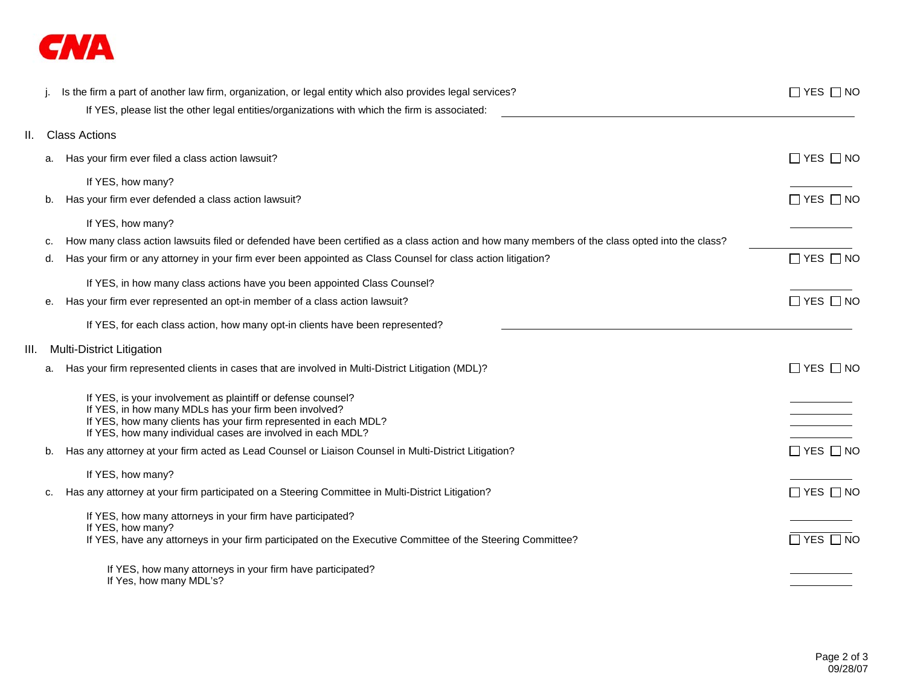j. Is the firm a part of another law firm, organization, or legal entity which also provides legal services? ☐ YES ☐ NO

If YES, please list the other legal entities/organizations with which the firm is associated: ______________________

## II. Class Actions

a. Has your firm ever filed a class action lawsuit? ☐ YES ☐ NO

If YES, how many? __________

b. Has your firm ever defended a class action lawsuit? ☐ YES ☐ NO

If YES, how many? __________

c. How many class action lawsuits filed or defended have been certified as a class action and how many members of the class opted into the class? __________

d. Has your firm or any attorney in your firm ever been appointed as Class Counsel for class action litigation? ☐ YES ☐ NO

If YES, in how many class actions have you been appointed Class Counsel? __________

e. Has your firm ever represented an opt-in member of a class action lawsuit? ☐ YES ☐ NO

If YES, for each class action, how many opt-in clients have been represented? ______________________

## III. Multi-District Litigation

a. Has your firm represented clients in cases that are involved in Multi-District Litigation (MDL)? ☐ YES ☐ NO

If YES, is your involvement as plaintiff or defense counsel? __________
If YES, in how many MDLs has your firm been involved? __________
If YES, how many clients has your firm represented in each MDL? __________
If YES, how many individual cases are involved in each MDL? __________

b. Has any attorney at your firm acted as Lead Counsel or Liaison Counsel in Multi-District Litigation? ☐ YES ☐ NO

If YES, how many? __________

c. Has any attorney at your firm participated on a Steering Committee in Multi-District Litigation? ☐ YES ☐ NO

If YES, how many attorneys in your firm have participated? __________
If YES, how many? __________
If YES, have any attorneys in your firm participated on the Executive Committee of the Steering Committee? ☐ YES ☐ NO

If YES, how many attorneys in your firm have participated? __________
If Yes, how many MDL's? __________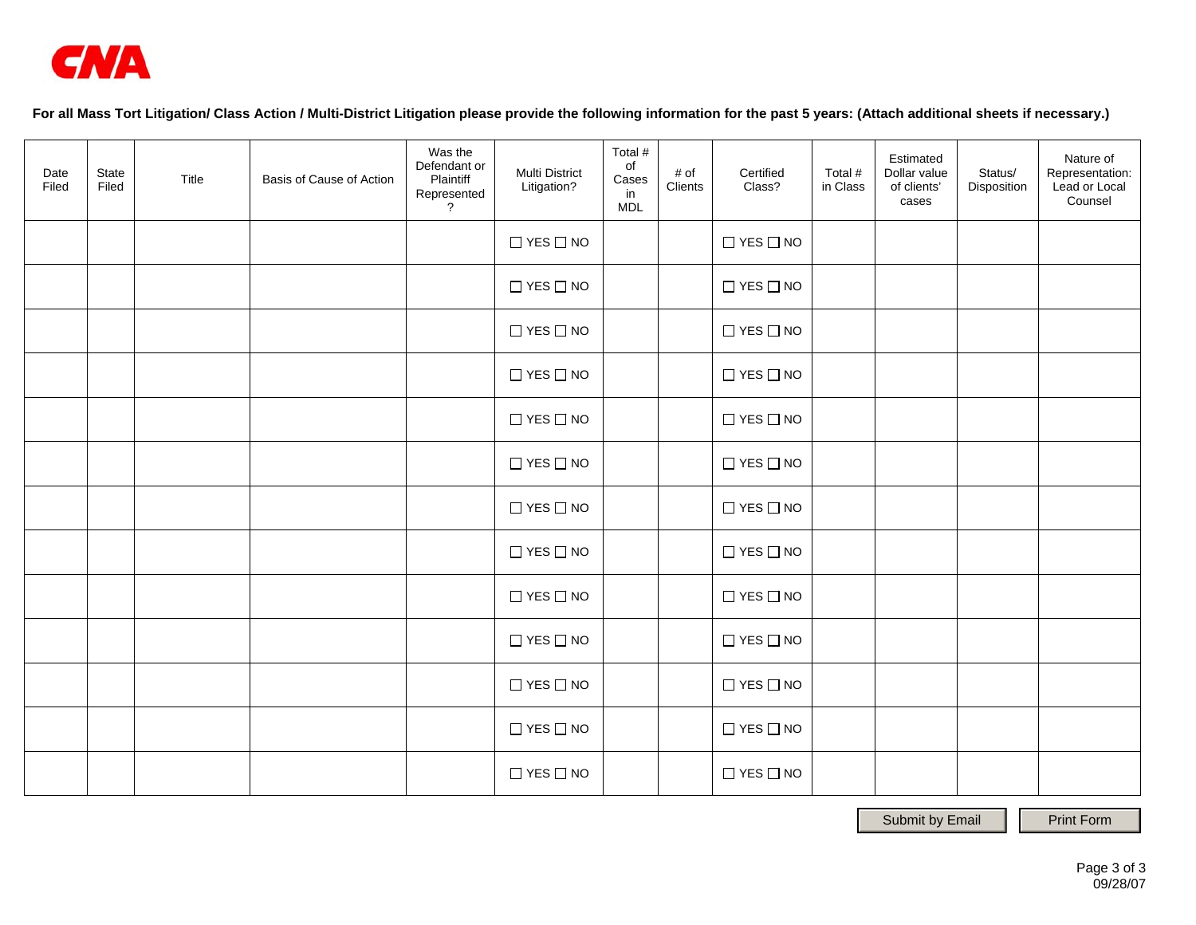CNA

**For all Mass Tort Litigation/ Class Action / Multi-District Litigation please provide the following information for the past 5 years: (Attach additional sheets if necessary.)**

| Date Filed | State Filed | Title | Basis of Cause of Action | Was the Defendant or Plaintiff Represented ? | Multi District Litigation? | Total # of Cases in MDL | # of Clients | Certified Class? | Total # in Class | Estimated Dollar value of clients' cases | Status/ Disposition | Nature of Representation: Lead or Local Counsel |
|---|---|---|---|---|---|---|---|---|---|---|---|---|
| | | | | | ☐ YES ☐ NO | | | ☐ YES ☐ NO | | | | |
| | | | | | ☐ YES ☐ NO | | | ☐ YES ☐ NO | | | | |
| | | | | | ☐ YES ☐ NO | | | ☐ YES ☐ NO | | | | |
| | | | | | ☐ YES ☐ NO | | | ☐ YES ☐ NO | | | | |
| | | | | | ☐ YES ☐ NO | | | ☐ YES ☐ NO | | | | |
| | | | | | ☐ YES ☐ NO | | | ☐ YES ☐ NO | | | | |
| | | | | | ☐ YES ☐ NO | | | ☐ YES ☐ NO | | | | |
| | | | | | ☐ YES ☐ NO | | | ☐ YES ☐ NO | | | | |
| | | | | | ☐ YES ☐ NO | | | ☐ YES ☐ NO | | | | |
| | | | | | ☐ YES ☐ NO | | | ☐ YES ☐ NO | | | | |
| | | | | | ☐ YES ☐ NO | | | ☐ YES ☐ NO | | | | |
| | | | | | ☐ YES ☐ NO | | | ☐ YES ☐ NO | | | | |
| | | | | | ☐ YES ☐ NO | | | ☐ YES ☐ NO | | | | |

Submit by Email    Print Form

09/28/07